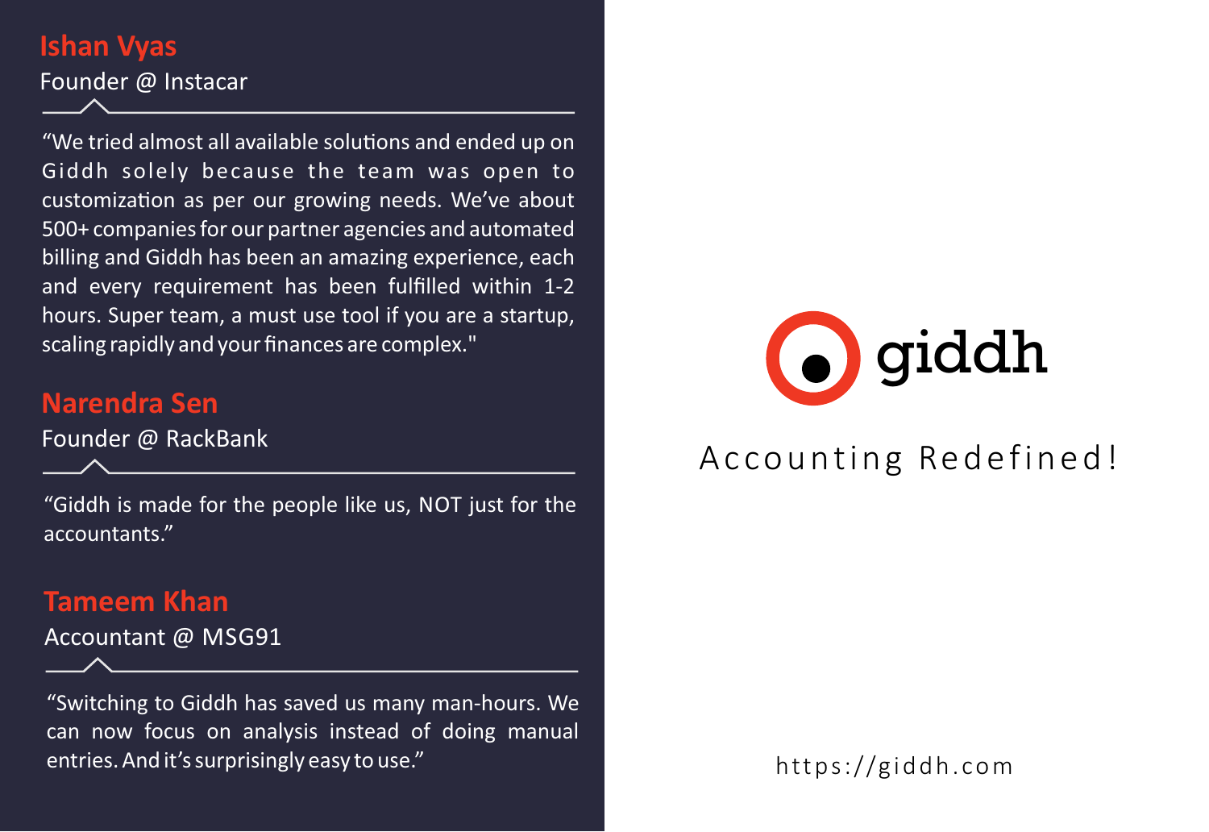### Ishan Vyas

Founder @ Instacar

"We tried almost all available solutions and ended up on Giddh solely because the team was open to customization as per our growing needs. We've about 500+ companies for our partner agencies and automated billing and Giddh has been an amazing experience, each and every requirement has been fulfilled within 1-2 hours. Super team, a must use tool if you are a startup, scaling rapidly and your finances are complex."

### Narendra Sen

Founder @ RackBank

"Giddh is made for the people like us, NOT just for the accountants."

### Tameem Khan

Accountant @ MSG91

"Switching to Giddh has saved us many man-hours. We can now focus on analysis instead of doing manual entries. And it's surprisingly easy to use."

# giddh

Accounting Redefined!

https://giddh.com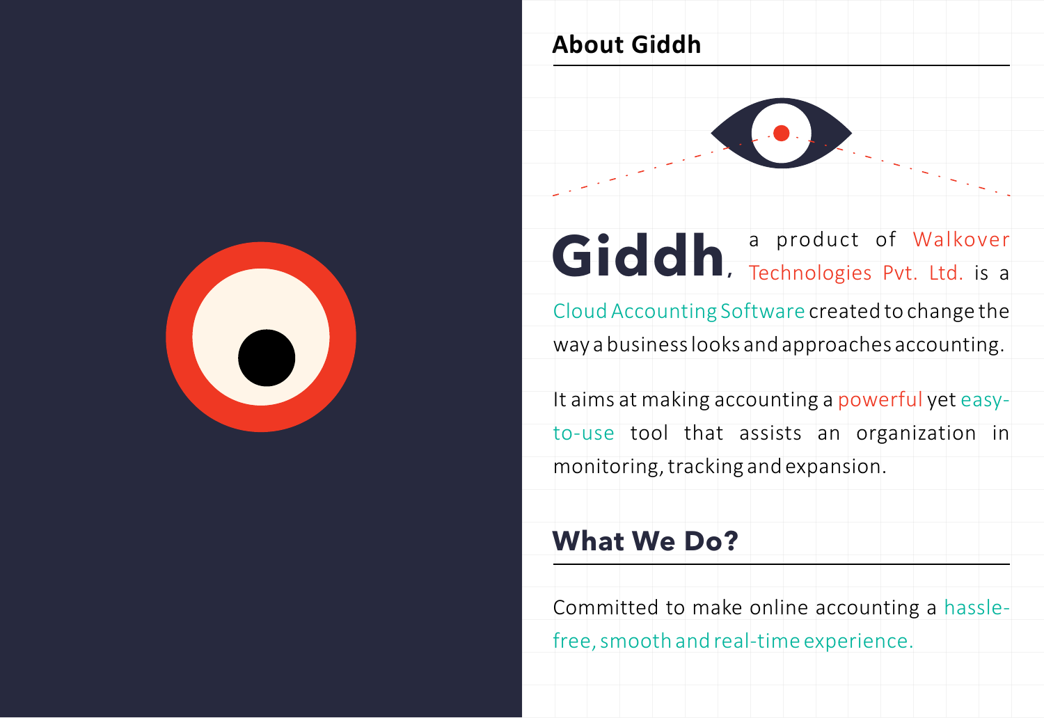## About Giddh

**Giddh**, a product of Walkover Technologies Pvt. Ltd. is a Cloud Accounting Software created to change the way a business looks and approaches accounting.

It aims at making accounting a powerful yet easy-to-use tool that assists an organization in monitoring, tracking and expansion.

## What We Do?

Committed to make online accounting a hassle-free, smooth and real-time experience.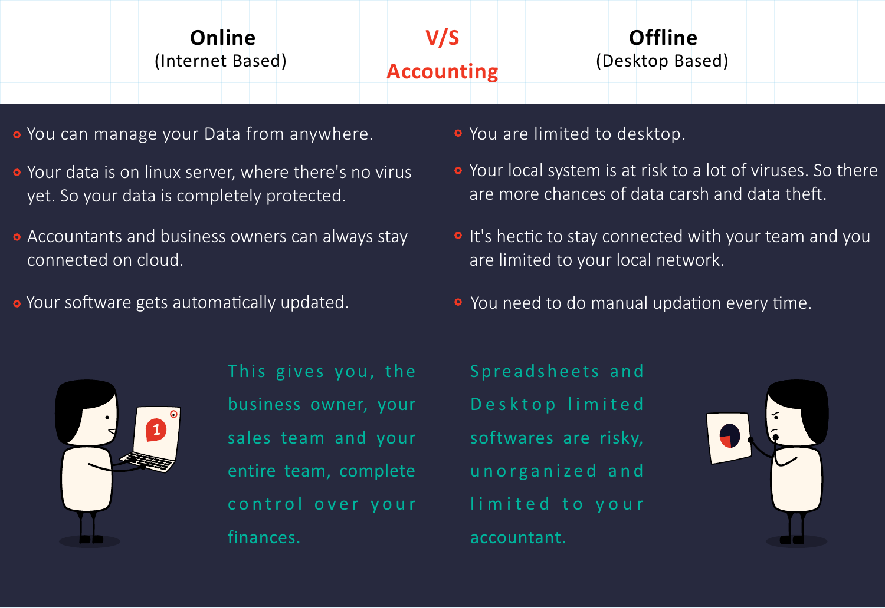# Online (Internet Based) V/S Accounting Offline (Desktop Based)

| Online (Internet Based) | Offline (Desktop Based) |
|---|---|
| You can manage your Data from anywhere. | You are limited to desktop. |
| Your data is on linux server, where there's no virus yet. So your data is completely protected. | Your local system is at risk to a lot of viruses. So there are more chances of data carsh and data theft. |
| Accountants and business owners can always stay connected on cloud. | It's hectic to stay connected with your team and you are limited to your local network. |
| Your software gets automatically updated. | You need to do manual updation every time. |

This gives you, the business owner, your sales team and your entire team, complete control over your finances.

Spreadsheets and Desktop limited softwares are risky, unorganized and limited to your accountant.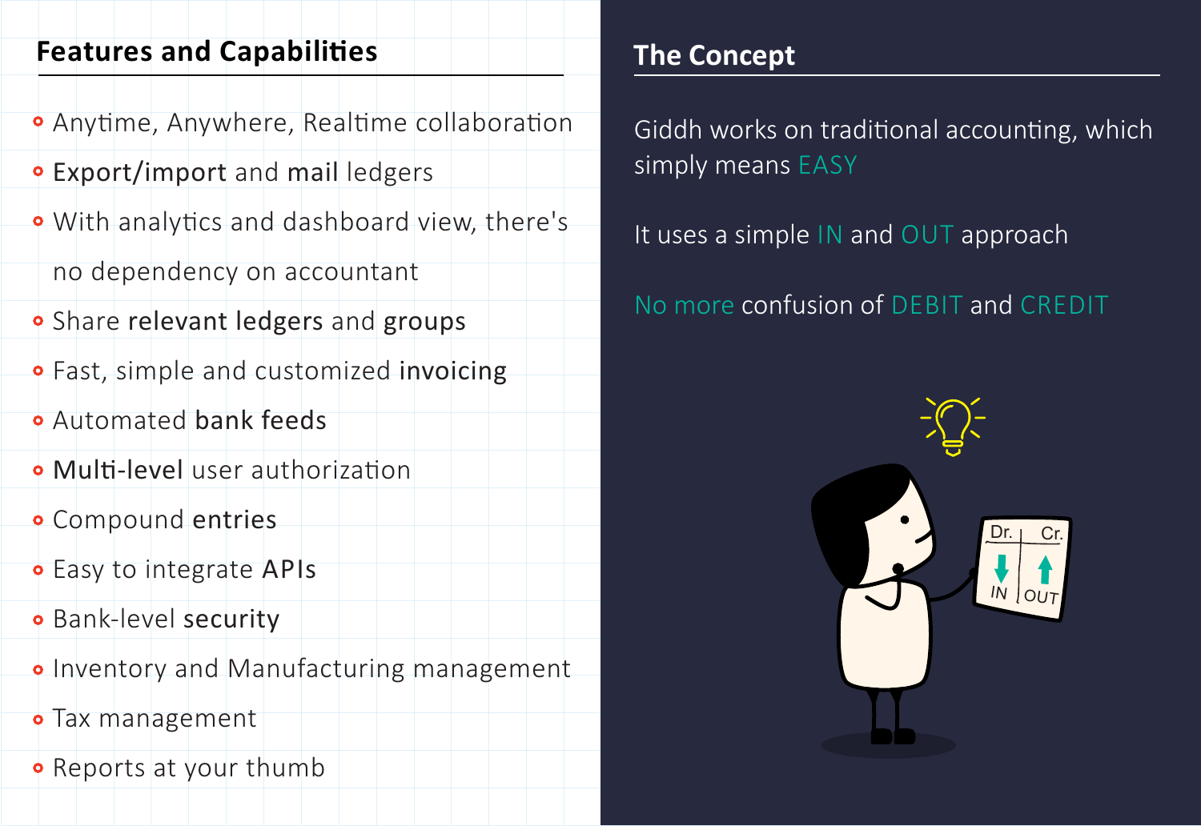## Features and Capabilities

- Anytime, Anywhere, Realtime collaboration
- **Export/import** and **mail** ledgers
- With analytics and dashboard view, there's no dependency on accountant
- Share **relevant ledgers** and **groups**
- Fast, simple and customized **invoicing**
- Automated **bank feeds**
- **Multi-level** user authorization
- Compound **entries**
- Easy to integrate **APIs**
- Bank-level **security**
- Inventory and Manufacturing management
- Tax management
- Reports at your thumb

## The Concept

Giddh works on traditional accounting, which simply means EASY

It uses a simple IN and OUT approach

No more confusion of DEBIT and CREDIT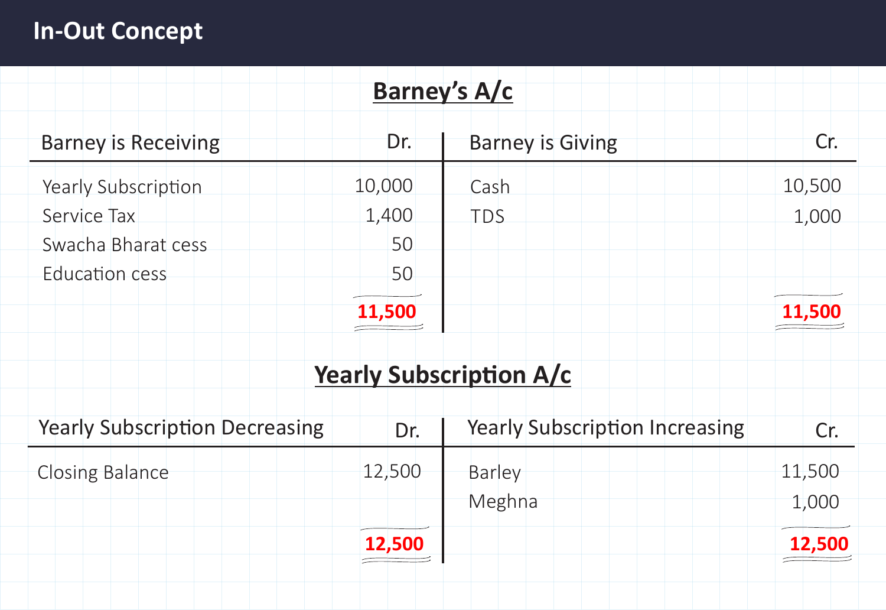# In-Out Concept

## Barney's A/c

| Barney is Receiving | Dr. | Barney is Giving | Cr. |
|---|---|---|---|
| Yearly Subscription | 10,000 | Cash | 10,500 |
| Service Tax | 1,400 | TDS | 1,000 |
| Swacha Bharat cess | 50 | | |
| Education cess | 50 | | |
| | **11,500** | | **11,500** |

## Yearly Subscription A/c

| Yearly Subscription Decreasing | Dr. | Yearly Subscription Increasing | Cr. |
|---|---|---|---|
| Closing Balance | 12,500 | Barley | 11,500 |
| | | Meghna | 1,000 |
| | **12,500** | | **12,500** |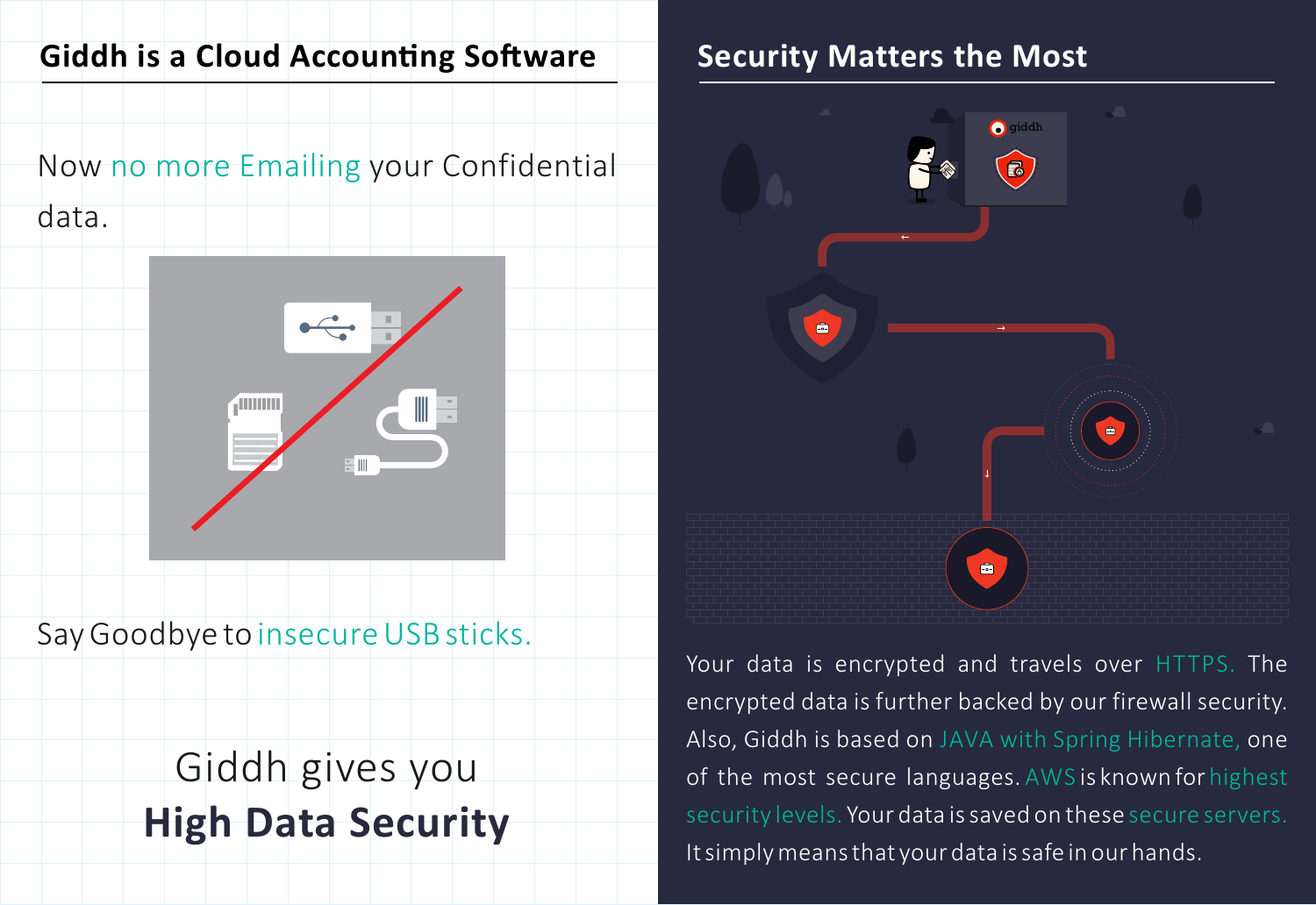## Giddh is a Cloud Accounting Software

Now no more Emailing your Confidential data.

Say Goodbye to insecure USB sticks.

Giddh gives you

**High Data Security**

## Security Matters the Most

Your data is encrypted and travels over HTTPS. The encrypted data is further backed by our firewall security. Also, Giddh is based on JAVA with Spring Hibernate, one of the most secure languages. AWS is known for highest security levels. Your data is saved on these secure servers. It simply means that your data is safe in our hands.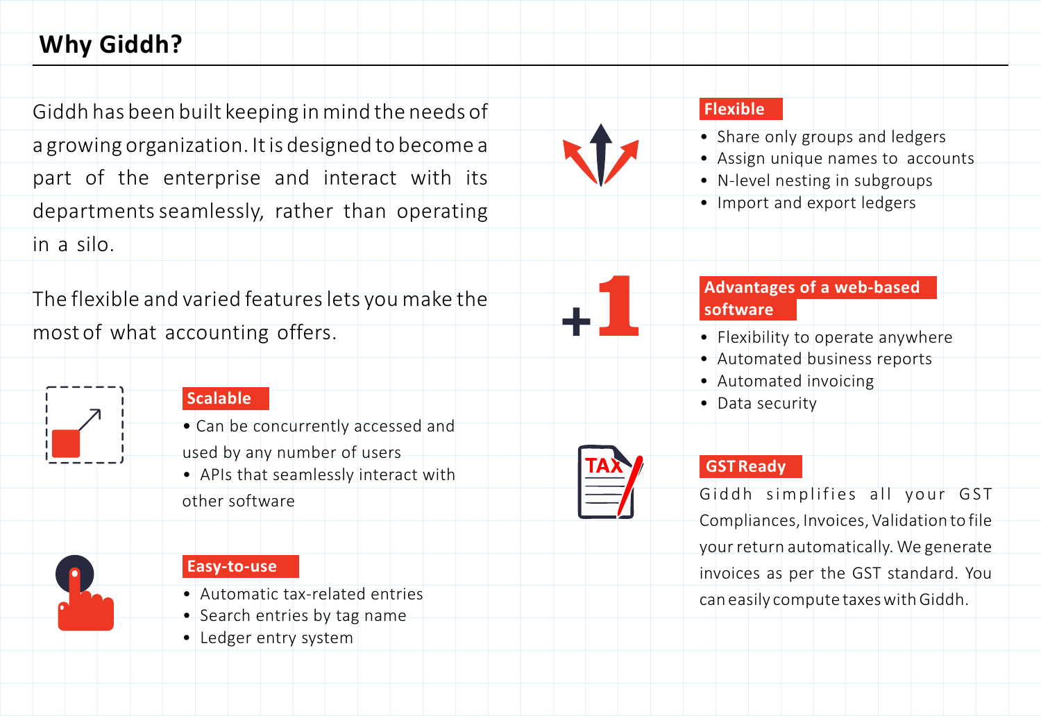## Why Giddh?

Giddh has been built keeping in mind the needs of a growing organization. It is designed to become a part of the enterprise and interact with its departments seamlessly, rather than operating in a silo.

The flexible and varied features lets you make the most of what accounting offers.

### Scalable

- Can be concurrently accessed and used by any number of users
- APIs that seamlessly interact with other software

### Easy-to-use

- Automatic tax-related entries
- Search entries by tag name
- Ledger entry system

### Flexible

- Share only groups and ledgers
- Assign unique names to accounts
- N-level nesting in subgroups
- Import and export ledgers

### Advantages of a web-based software

- Flexibility to operate anywhere
- Automated business reports
- Automated invoicing
- Data security

### GST Ready

Giddh simplifies all your GST Compliances, Invoices, Validation to file your return automatically. We generate invoices as per the GST standard. You can easily compute taxes with Giddh.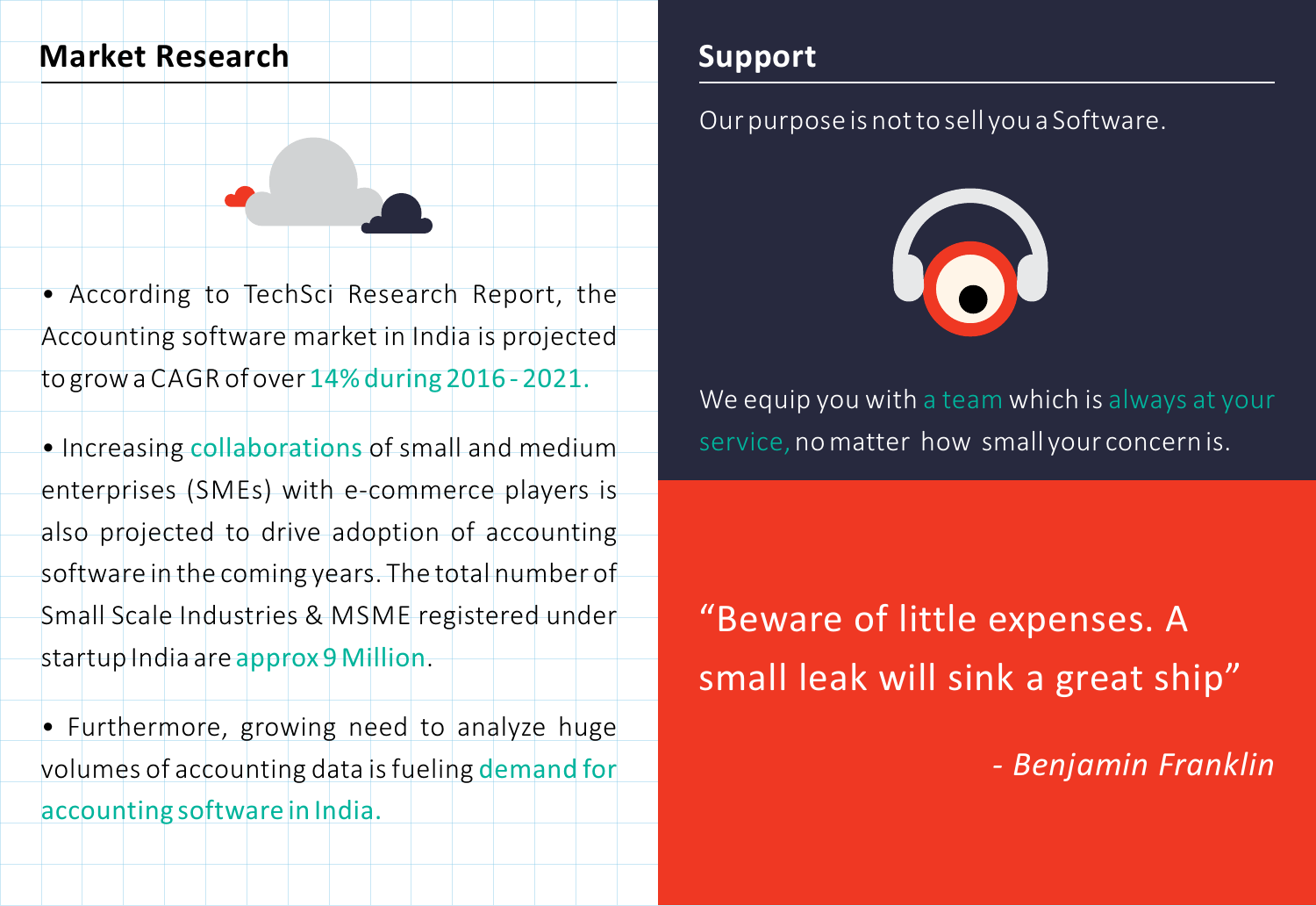## Market Research

- According to TechSci Research Report, the Accounting software market in India is projected to grow a CAGR of over 14% during 2016 - 2021.
- Increasing collaborations of small and medium enterprises (SMEs) with e-commerce players is also projected to drive adoption of accounting software in the coming years. The total number of Small Scale Industries & MSME registered under startup India are approx 9 Million.
- Furthermore, growing need to analyze huge volumes of accounting data is fueling demand for accounting software in India.

## Support

Our purpose is not to sell you a Software.

We equip you with a team which is always at your service, no matter how small your concern is.

"Beware of little expenses. A small leak will sink a great ship"

*- Benjamin Franklin*